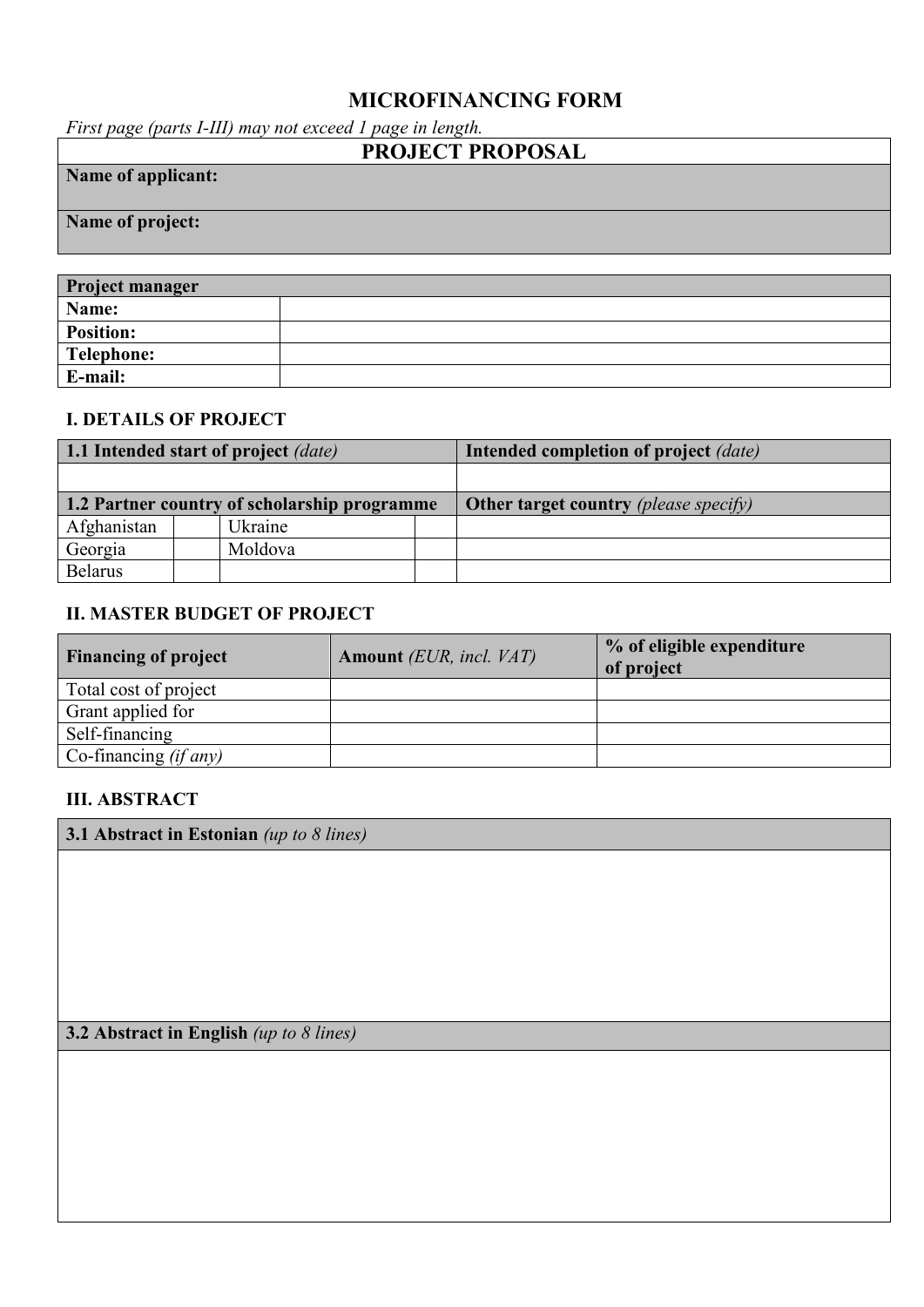# MICROFINANCING FORM

*First page (parts I-III) may not exceed 1 page in length.*

| PROJECT PROPOSAL |
|---|
| **Name of applicant:** |
| **Name of project:** |

| **Project manager** | |
|---|---|
| **Name:** | |
| **Position:** | |
| **Telephone:** | |
| **E-mail:** | |

### I. DETAILS OF PROJECT

| **1.1 Intended start of project** *(date)* | | | | **Intended completion of project** *(date)* |
|---|---|---|---|---|
| | | | | |
| **1.2 Partner country of scholarship programme** | | | | **Other target country** *(please specify)* |
| Afghanistan | | Ukraine | | |
| Georgia | | Moldova | | |
| Belarus | | | | |

### II. MASTER BUDGET OF PROJECT

| **Financing of project** | **Amount** *(EUR, incl. VAT)* | **% of eligible expenditure of project** |
|---|---|---|
| Total cost of project | | |
| Grant applied for | | |
| Self-financing | | |
| Co-financing *(if any)* | | |

### III. ABSTRACT

| **3.1 Abstract in Estonian** *(up to 8 lines)* |
|---|
| |

| **3.2 Abstract in English** *(up to 8 lines)* |
|---|
| |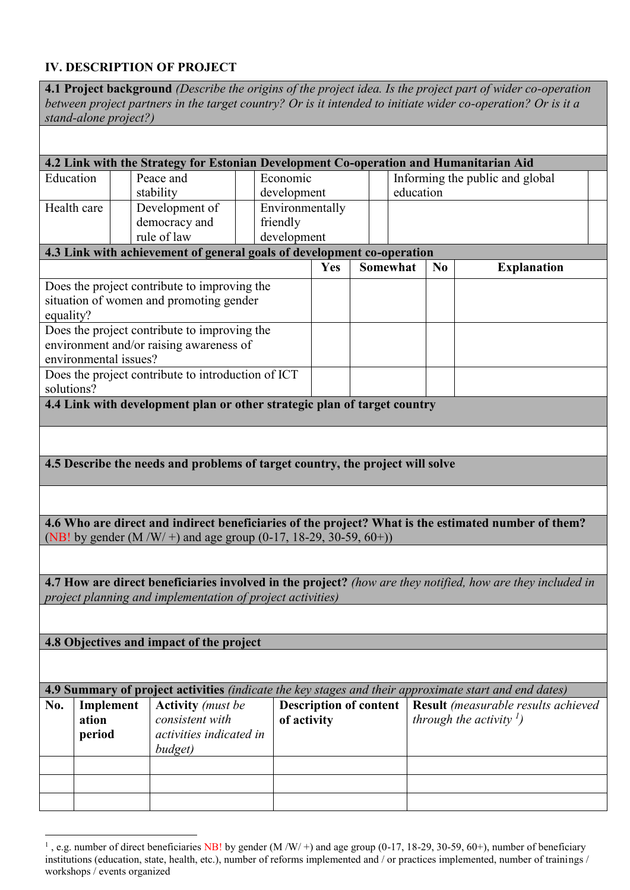## IV. DESCRIPTION OF PROJECT

**4.1 Project background** *(Describe the origins of the project idea. Is the project part of wider co-operation between project partners in the target country? Or is it intended to initiate wider co-operation? Or is it a stand-alone project?)*

**4.2 Link with the Strategy for Estonian Development Co-operation and Humanitarian Aid**

| Education | | Peace and stability | | Economic development | | Informing the public and global education | |
|---|---|---|---|---|---|---|---|
| Health care | | Development of democracy and rule of law | | Environmentally friendly development | | | |

**4.3 Link with achievement of general goals of development co-operation**

| | Yes | Somewhat | No | Explanation |
|---|---|---|---|---|
| Does the project contribute to improving the situation of women and promoting gender equality? | | | | |
| Does the project contribute to improving the environment and/or raising awareness of environmental issues? | | | | |
| Does the project contribute to introduction of ICT solutions? | | | | |

**4.4 Link with development plan or other strategic plan of target country**

**4.5 Describe the needs and problems of target country, the project will solve**

**4.6 Who are direct and indirect beneficiaries of the project? What is the estimated number of them?** (NB! by gender (M /W/ +) and age group (0-17, 18-29, 30-59, 60+))

**4.7 How are direct beneficiaries involved in the project?** *(how are they notified, how are they included in project planning and implementation of project activities)*

**4.8 Objectives and impact of the project**

**4.9 Summary of project activities** *(indicate the key stages and their approximate start and end dates)*

| **No.** | **Implementation period** | **Activity** *(must be consistent with activities indicated in budget)* | **Description of content of activity** | **Result** *(measurable results achieved through the activity [1])* |
|---|---|---|---|---|
| | | | | |
| | | | | |
| | | | | |

[1] , e.g. number of direct beneficiaries NB! by gender (M /W/ +) and age group (0-17, 18-29, 30-59, 60+), number of beneficiary institutions (education, state, health, etc.), number of reforms implemented and / or practices implemented, number of trainings / workshops / events organized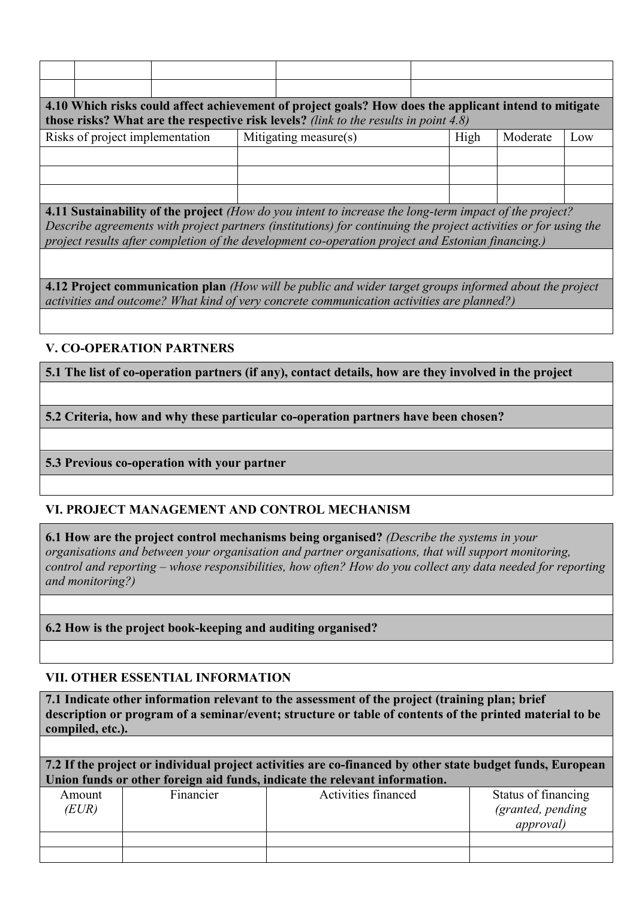| | | | | |
|---|---|---|---|---|
| | | | | |
| | | | | |

**4.10 Which risks could affect achievement of project goals? How does the applicant intend to mitigate those risks? What are the respective risk levels?** *(link to the results in point 4.8)*

| Risks of project implementation | Mitigating measure(s) | High | Moderate | Low |
|---|---|---|---|---|
| | | | | |
| | | | | |
| | | | | |

**4.11 Sustainability of the project** *(How do you intent to increase the long-term impact of the project? Describe agreements with project partners (institutions) for continuing the project activities or for using the project results after completion of the development co-operation project and Estonian financing.)*

**4.12 Project communication plan** *(How will be public and wider target groups informed about the project activities and outcome? What kind of very concrete communication activities are planned?)*

## V. CO-OPERATION PARTNERS

**5.1 The list of co-operation partners (if any), contact details, how are they involved in the project**

**5.2 Criteria, how and why these particular co-operation partners have been chosen?**

**5.3 Previous co-operation with your partner**

## VI. PROJECT MANAGEMENT AND CONTROL MECHANISM

**6.1 How are the project control mechanisms being organised?** *(Describe the systems in your organisations and between your organisation and partner organisations, that will support monitoring, control and reporting – whose responsibilities, how often? How do you collect any data needed for reporting and monitoring?)*

**6.2 How is the project book-keeping and auditing organised?**

## VII. OTHER ESSENTIAL INFORMATION

**7.1 Indicate other information relevant to the assessment of the project (training plan; brief description or program of a seminar/event; structure or table of contents of the printed material to be compiled, etc.).**

**7.2 If the project or individual project activities are co-financed by other state budget funds, European Union funds or other foreign aid funds, indicate the relevant information.**

| Amount *(EUR)* | Financier | Activities financed | Status of financing *(granted, pending approval)* |
|---|---|---|---|
| | | | |
| | | | |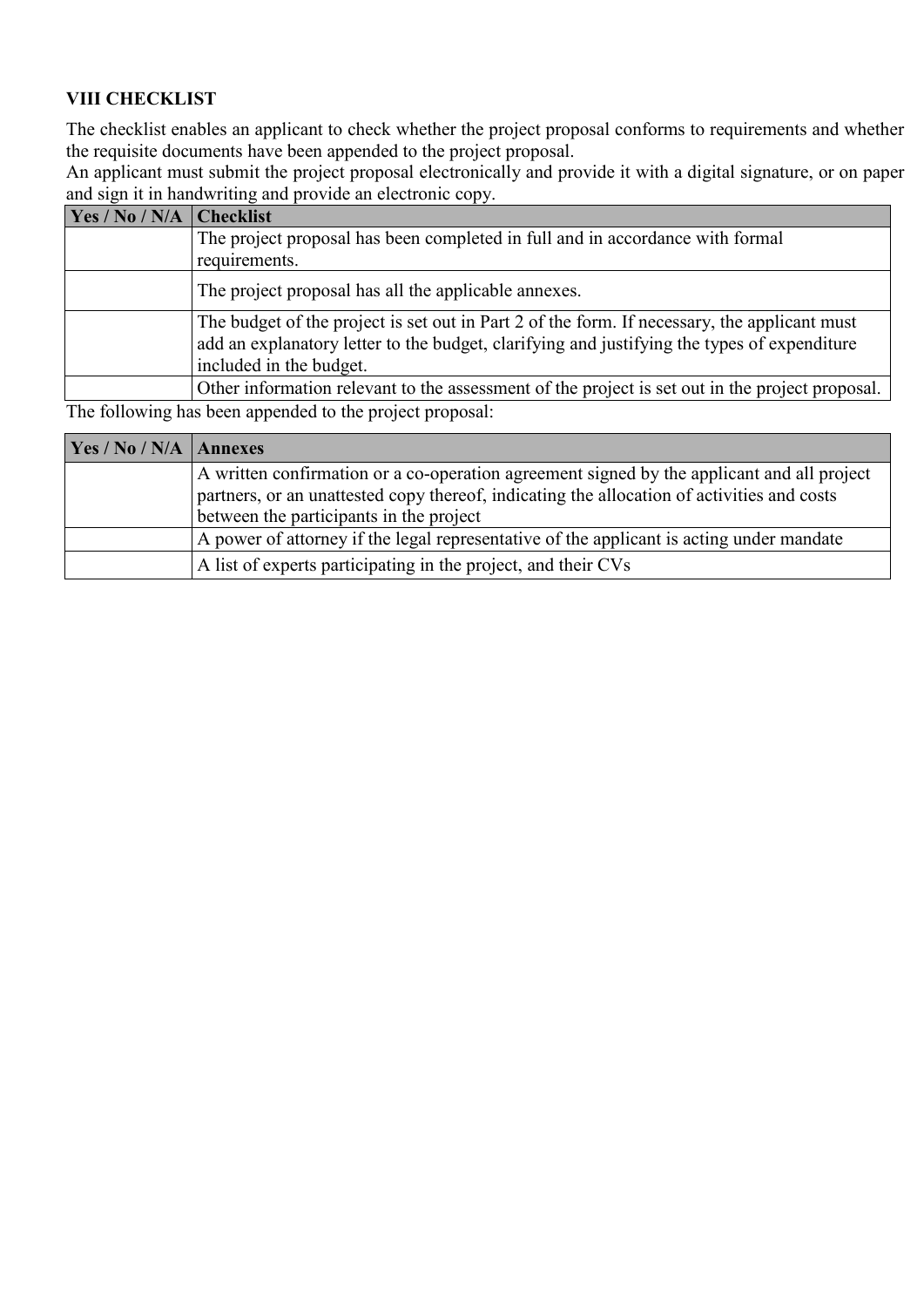## VIII CHECKLIST

The checklist enables an applicant to check whether the project proposal conforms to requirements and whether the requisite documents have been appended to the project proposal.
An applicant must submit the project proposal electronically and provide it with a digital signature, or on paper and sign it in handwriting and provide an electronic copy.

| Yes / No / N/A | Checklist |
|---|---|
| | The project proposal has been completed in full and in accordance with formal requirements. |
| | The project proposal has all the applicable annexes. |
| | The budget of the project is set out in Part 2 of the form. If necessary, the applicant must add an explanatory letter to the budget, clarifying and justifying the types of expenditure included in the budget. |
| | Other information relevant to the assessment of the project is set out in the project proposal. |

The following has been appended to the project proposal:

| Yes / No / N/A | Annexes |
|---|---|
| | A written confirmation or a co-operation agreement signed by the applicant and all project partners, or an unattested copy thereof, indicating the allocation of activities and costs between the participants in the project |
| | A power of attorney if the legal representative of the applicant is acting under mandate |
| | A list of experts participating in the project, and their CVs |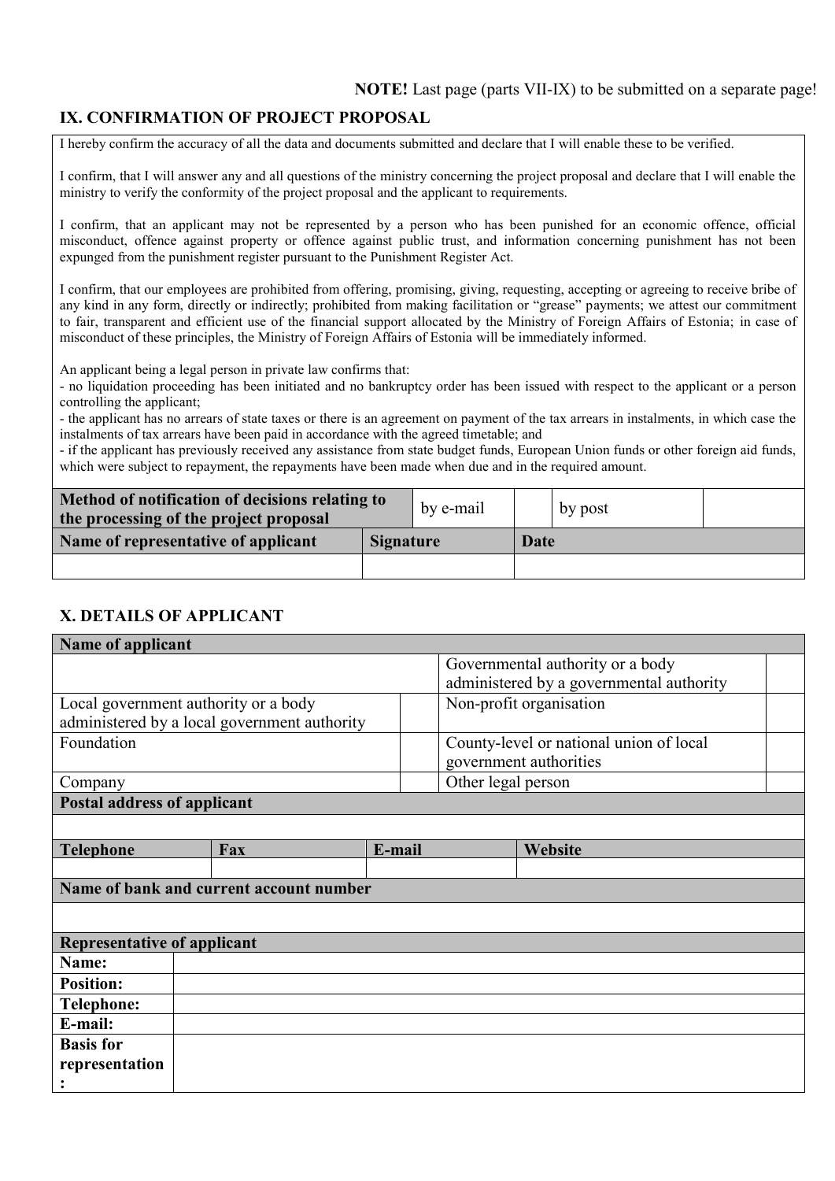**NOTE!** Last page (parts VII-IX) to be submitted on a separate page!

## IX. CONFIRMATION OF PROJECT PROPOSAL

I hereby confirm the accuracy of all the data and documents submitted and declare that I will enable these to be verified.

I confirm, that I will answer any and all questions of the ministry concerning the project proposal and declare that I will enable the ministry to verify the conformity of the project proposal and the applicant to requirements.

I confirm, that an applicant may not be represented by a person who has been punished for an economic offence, official misconduct, offence against property or offence against public trust, and information concerning punishment has not been expunged from the punishment register pursuant to the Punishment Register Act.

I confirm, that our employees are prohibited from offering, promising, giving, requesting, accepting or agreeing to receive bribe of any kind in any form, directly or indirectly; prohibited from making facilitation or "grease" payments; we attest our commitment to fair, transparent and efficient use of the financial support allocated by the Ministry of Foreign Affairs of Estonia; in case of misconduct of these principles, the Ministry of Foreign Affairs of Estonia will be immediately informed.

An applicant being a legal person in private law confirms that:
- no liquidation proceeding has been initiated and no bankruptcy order has been issued with respect to the applicant or a person controlling the applicant;
- the applicant has no arrears of state taxes or there is an agreement on payment of the tax arrears in instalments, in which case the instalments of tax arrears have been paid in accordance with the agreed timetable; and
- if the applicant has previously received any assistance from state budget funds, European Union funds or other foreign aid funds, which were subject to repayment, the repayments have been made when due and in the required amount.

| **Method of notification of decisions relating to the processing of the project proposal** | by e-mail | | by post | |
|---|---|---|---|---|

| **Name of representative of applicant** | **Signature** | **Date** |
|---|---|---|
| | | |

## X. DETAILS OF APPLICANT

| **Name of applicant** | | | |
|---|---|---|---|
| | | Governmental authority or a body administered by a governmental authority | |
| Local government authority or a body administered by a local government authority | | Non-profit organisation | |
| Foundation | | County-level or national union of local government authorities | |
| Company | | Other legal person | |

| **Postal address of applicant** |
|---|
| |

| **Telephone** | **Fax** | **E-mail** | **Website** |
|---|---|---|---|
| | | | |

| **Name of bank and current account number** |
|---|
| |

| **Representative of applicant** | |
|---|---|
| **Name:** | |
| **Position:** | |
| **Telephone:** | |
| **E-mail:** | |
| **Basis for representation:** | |